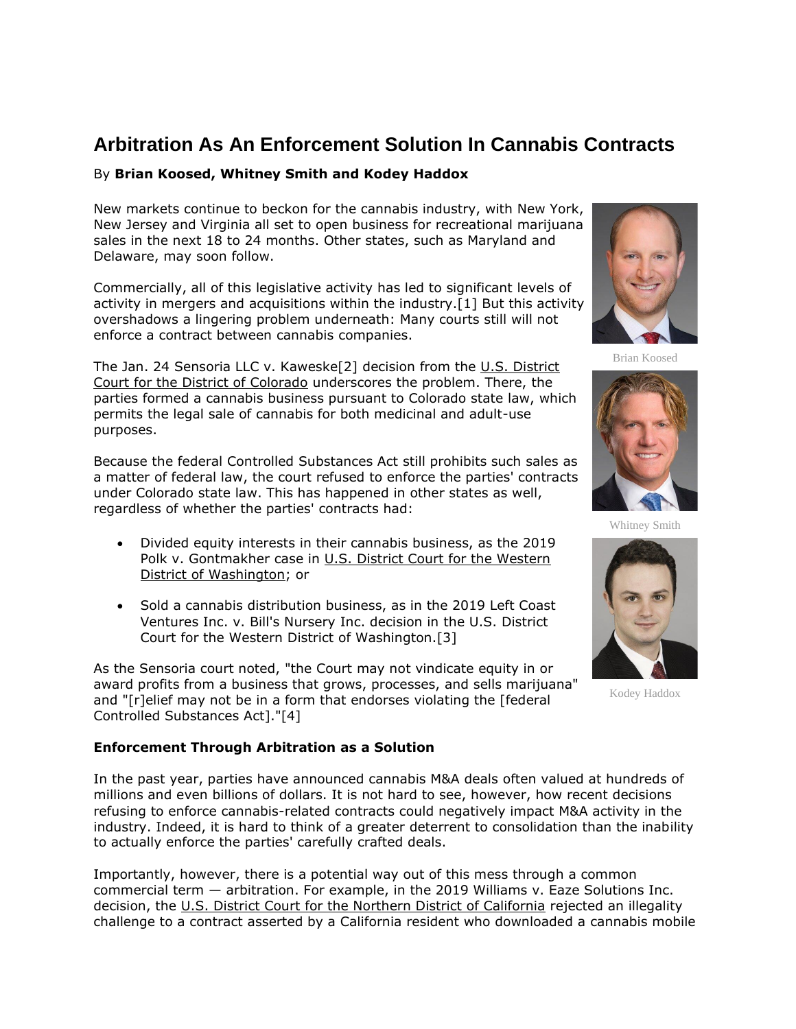# Arbitration As An Enforcement Solution In Cannabis Contracts

By **Brian Koosed, Whitney Smith and Kodey Haddox**

New markets continue to beckon for the cannabis industry, with New York, New Jersey and Virginia all set to open business for recreational marijuana sales in the next 18 to 24 months. Other states, such as Maryland and Delaware, may soon follow.

Commercially, all of this legislative activity has led to significant levels of activity in mergers and acquisitions within the industry.[1] But this activity overshadows a lingering problem underneath: Many courts still will not enforce a contract between cannabis companies.

The Jan. 24 Sensoria LLC v. Kaweske[2] decision from the U.S. District Court for the District of Colorado underscores the problem. There, the parties formed a cannabis business pursuant to Colorado state law, which permits the legal sale of cannabis for both medicinal and adult-use purposes.

Because the federal Controlled Substances Act still prohibits such sales as a matter of federal law, the court refused to enforce the parties' contracts under Colorado state law. This has happened in other states as well, regardless of whether the parties' contracts had:

- Divided equity interests in their cannabis business, as the 2019 Polk v. Gontmakher case in U.S. District Court for the Western District of Washington; or
- Sold a cannabis distribution business, as in the 2019 Left Coast Ventures Inc. v. Bill's Nursery Inc. decision in the U.S. District Court for the Western District of Washington.[3]

As the Sensoria court noted, "the Court may not vindicate equity in or award profits from a business that grows, processes, and sells marijuana" and "[r]elief may not be in a form that endorses violating the [federal Controlled Substances Act]."[4]

Brian Koosed

Whitney Smith

Kodey Haddox

**Enforcement Through Arbitration as a Solution**

In the past year, parties have announced cannabis M&A deals often valued at hundreds of millions and even billions of dollars. It is not hard to see, however, how recent decisions refusing to enforce cannabis-related contracts could negatively impact M&A activity in the industry. Indeed, it is hard to think of a greater deterrent to consolidation than the inability to actually enforce the parties' carefully crafted deals.

Importantly, however, there is a potential way out of this mess through a common commercial term — arbitration. For example, in the 2019 Williams v. Eaze Solutions Inc. decision, the U.S. District Court for the Northern District of California rejected an illegality challenge to a contract asserted by a California resident who downloaded a cannabis mobile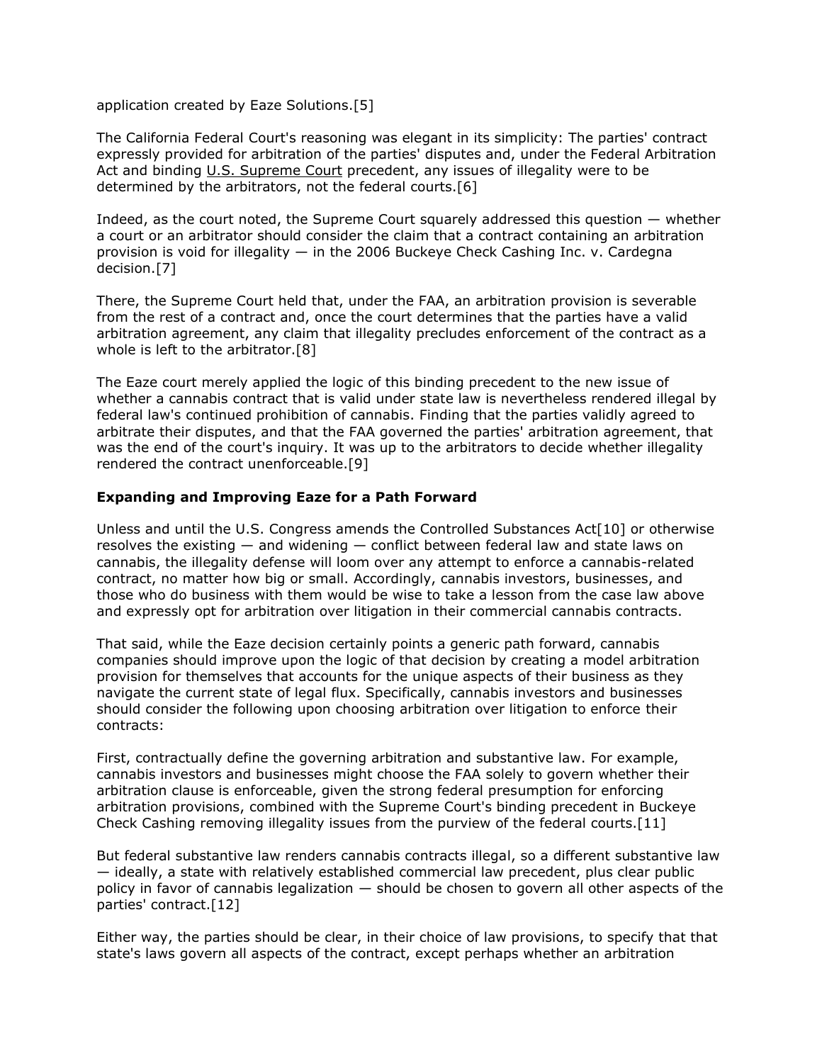application created by Eaze Solutions.[5]

The California Federal Court's reasoning was elegant in its simplicity: The parties' contract expressly provided for arbitration of the parties' disputes and, under the Federal Arbitration Act and binding U.S. Supreme Court precedent, any issues of illegality were to be determined by the arbitrators, not the federal courts.[6]

Indeed, as the court noted, the Supreme Court squarely addressed this question — whether a court or an arbitrator should consider the claim that a contract containing an arbitration provision is void for illegality — in the 2006 Buckeye Check Cashing Inc. v. Cardegna decision.[7]

There, the Supreme Court held that, under the FAA, an arbitration provision is severable from the rest of a contract and, once the court determines that the parties have a valid arbitration agreement, any claim that illegality precludes enforcement of the contract as a whole is left to the arbitrator.[8]

The Eaze court merely applied the logic of this binding precedent to the new issue of whether a cannabis contract that is valid under state law is nevertheless rendered illegal by federal law's continued prohibition of cannabis. Finding that the parties validly agreed to arbitrate their disputes, and that the FAA governed the parties' arbitration agreement, that was the end of the court's inquiry. It was up to the arbitrators to decide whether illegality rendered the contract unenforceable.[9]

**Expanding and Improving Eaze for a Path Forward**

Unless and until the U.S. Congress amends the Controlled Substances Act[10] or otherwise resolves the existing — and widening — conflict between federal law and state laws on cannabis, the illegality defense will loom over any attempt to enforce a cannabis-related contract, no matter how big or small. Accordingly, cannabis investors, businesses, and those who do business with them would be wise to take a lesson from the case law above and expressly opt for arbitration over litigation in their commercial cannabis contracts.

That said, while the Eaze decision certainly points a generic path forward, cannabis companies should improve upon the logic of that decision by creating a model arbitration provision for themselves that accounts for the unique aspects of their business as they navigate the current state of legal flux. Specifically, cannabis investors and businesses should consider the following upon choosing arbitration over litigation to enforce their contracts:

First, contractually define the governing arbitration and substantive law. For example, cannabis investors and businesses might choose the FAA solely to govern whether their arbitration clause is enforceable, given the strong federal presumption for enforcing arbitration provisions, combined with the Supreme Court's binding precedent in Buckeye Check Cashing removing illegality issues from the purview of the federal courts.[11]

But federal substantive law renders cannabis contracts illegal, so a different substantive law — ideally, a state with relatively established commercial law precedent, plus clear public policy in favor of cannabis legalization — should be chosen to govern all other aspects of the parties' contract.[12]

Either way, the parties should be clear, in their choice of law provisions, to specify that that state's laws govern all aspects of the contract, except perhaps whether an arbitration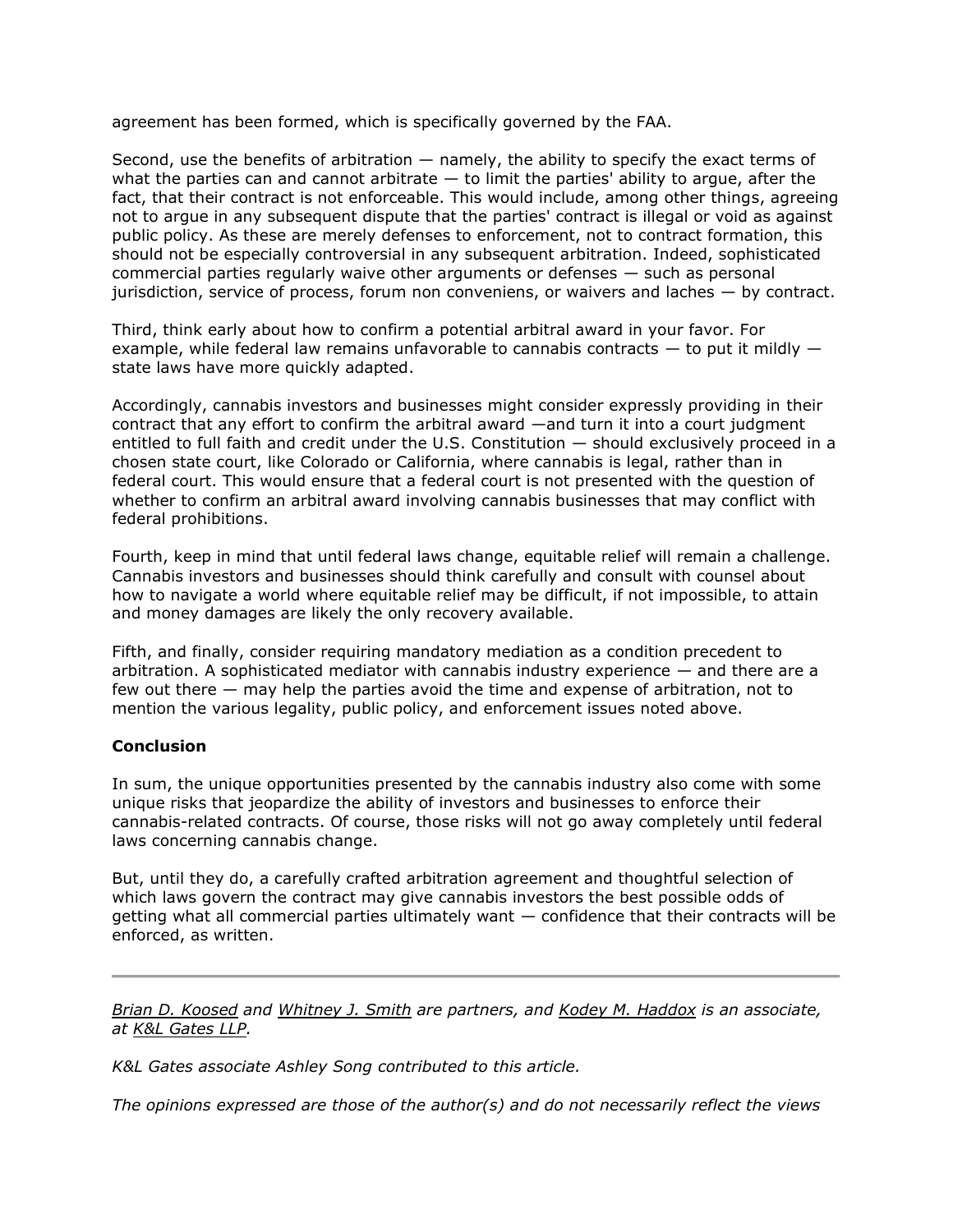agreement has been formed, which is specifically governed by the FAA.

Second, use the benefits of arbitration — namely, the ability to specify the exact terms of what the parties can and cannot arbitrate — to limit the parties' ability to argue, after the fact, that their contract is not enforceable. This would include, among other things, agreeing not to argue in any subsequent dispute that the parties' contract is illegal or void as against public policy. As these are merely defenses to enforcement, not to contract formation, this should not be especially controversial in any subsequent arbitration. Indeed, sophisticated commercial parties regularly waive other arguments or defenses — such as personal jurisdiction, service of process, forum non conveniens, or waivers and laches — by contract.

Third, think early about how to confirm a potential arbitral award in your favor. For example, while federal law remains unfavorable to cannabis contracts — to put it mildly — state laws have more quickly adapted.

Accordingly, cannabis investors and businesses might consider expressly providing in their contract that any effort to confirm the arbitral award —and turn it into a court judgment entitled to full faith and credit under the U.S. Constitution — should exclusively proceed in a chosen state court, like Colorado or California, where cannabis is legal, rather than in federal court. This would ensure that a federal court is not presented with the question of whether to confirm an arbitral award involving cannabis businesses that may conflict with federal prohibitions.

Fourth, keep in mind that until federal laws change, equitable relief will remain a challenge. Cannabis investors and businesses should think carefully and consult with counsel about how to navigate a world where equitable relief may be difficult, if not impossible, to attain and money damages are likely the only recovery available.

Fifth, and finally, consider requiring mandatory mediation as a condition precedent to arbitration. A sophisticated mediator with cannabis industry experience — and there are a few out there — may help the parties avoid the time and expense of arbitration, not to mention the various legality, public policy, and enforcement issues noted above.

**Conclusion**

In sum, the unique opportunities presented by the cannabis industry also come with some unique risks that jeopardize the ability of investors and businesses to enforce their cannabis-related contracts. Of course, those risks will not go away completely until federal laws concerning cannabis change.

But, until they do, a carefully crafted arbitration agreement and thoughtful selection of which laws govern the contract may give cannabis investors the best possible odds of getting what all commercial parties ultimately want — confidence that their contracts will be enforced, as written.

---

*Brian D. Koosed and Whitney J. Smith are partners, and Kodey M. Haddox is an associate, at K&L Gates LLP.*

*K&L Gates associate Ashley Song contributed to this article.*

*The opinions expressed are those of the author(s) and do not necessarily reflect the views*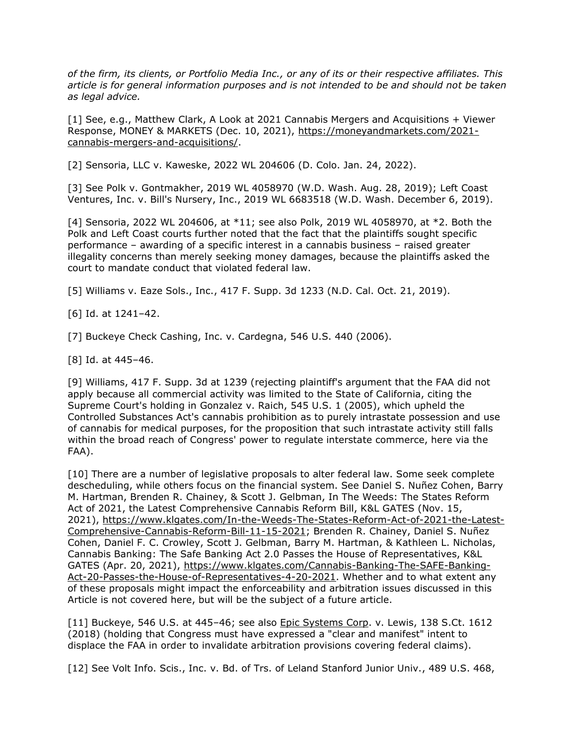*of the firm, its clients, or Portfolio Media Inc., or any of its or their respective affiliates. This article is for general information purposes and is not intended to be and should not be taken as legal advice.*

[1] See, e.g., Matthew Clark, A Look at 2021 Cannabis Mergers and Acquisitions + Viewer Response, MONEY & MARKETS (Dec. 10, 2021), https://moneyandmarkets.com/2021-cannabis-mergers-and-acquisitions/.

[2] Sensoria, LLC v. Kaweske, 2022 WL 204606 (D. Colo. Jan. 24, 2022).

[3] See Polk v. Gontmakher, 2019 WL 4058970 (W.D. Wash. Aug. 28, 2019); Left Coast Ventures, Inc. v. Bill's Nursery, Inc., 2019 WL 6683518 (W.D. Wash. December 6, 2019).

[4] Sensoria, 2022 WL 204606, at *11; see also Polk, 2019 WL 4058970, at *2. Both the Polk and Left Coast courts further noted that the fact that the plaintiffs sought specific performance – awarding of a specific interest in a cannabis business – raised greater illegality concerns than merely seeking money damages, because the plaintiffs asked the court to mandate conduct that violated federal law.

[5] Williams v. Eaze Sols., Inc., 417 F. Supp. 3d 1233 (N.D. Cal. Oct. 21, 2019).

[6] Id. at 1241–42.

[7] Buckeye Check Cashing, Inc. v. Cardegna, 546 U.S. 440 (2006).

[8] Id. at 445–46.

[9] Williams, 417 F. Supp. 3d at 1239 (rejecting plaintiff's argument that the FAA did not apply because all commercial activity was limited to the State of California, citing the Supreme Court's holding in Gonzalez v. Raich, 545 U.S. 1 (2005), which upheld the Controlled Substances Act's cannabis prohibition as to purely intrastate possession and use of cannabis for medical purposes, for the proposition that such intrastate activity still falls within the broad reach of Congress' power to regulate interstate commerce, here via the FAA).

[10] There are a number of legislative proposals to alter federal law. Some seek complete descheduling, while others focus on the financial system. See Daniel S. Nuñez Cohen, Barry M. Hartman, Brenden R. Chainey, & Scott J. Gelbman, In The Weeds: The States Reform Act of 2021, the Latest Comprehensive Cannabis Reform Bill, K&L GATES (Nov. 15, 2021), https://www.klgates.com/In-the-Weeds-The-States-Reform-Act-of-2021-the-Latest-Comprehensive-Cannabis-Reform-Bill-11-15-2021; Brenden R. Chainey, Daniel S. Nuñez Cohen, Daniel F. C. Crowley, Scott J. Gelbman, Barry M. Hartman, & Kathleen L. Nicholas, Cannabis Banking: The Safe Banking Act 2.0 Passes the House of Representatives, K&L GATES (Apr. 20, 2021), https://www.klgates.com/Cannabis-Banking-The-SAFE-Banking-Act-20-Passes-the-House-of-Representatives-4-20-2021. Whether and to what extent any of these proposals might impact the enforceability and arbitration issues discussed in this Article is not covered here, but will be the subject of a future article.

[11] Buckeye, 546 U.S. at 445–46; see also Epic Systems Corp. v. Lewis, 138 S.Ct. 1612 (2018) (holding that Congress must have expressed a "clear and manifest" intent to displace the FAA in order to invalidate arbitration provisions covering federal claims).

[12] See Volt Info. Scis., Inc. v. Bd. of Trs. of Leland Stanford Junior Univ., 489 U.S. 468,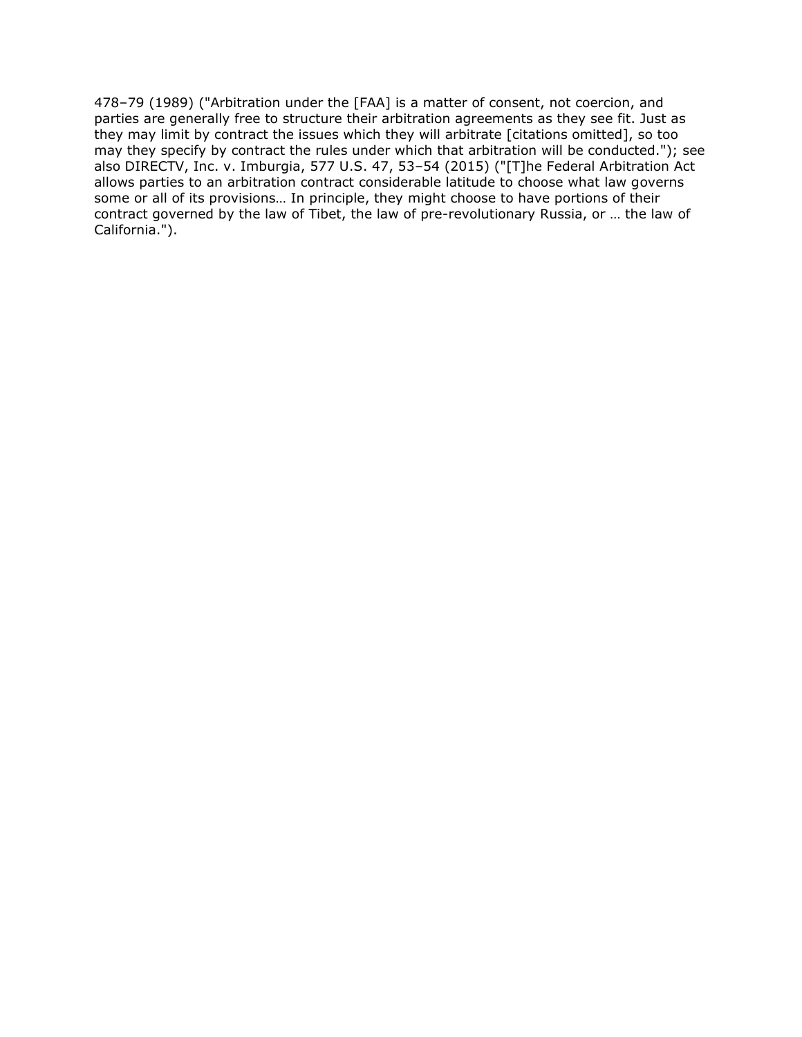478–79 (1989) ("Arbitration under the [FAA] is a matter of consent, not coercion, and parties are generally free to structure their arbitration agreements as they see fit. Just as they may limit by contract the issues which they will arbitrate [citations omitted], so too may they specify by contract the rules under which that arbitration will be conducted."); see also DIRECTV, Inc. v. Imburgia, 577 U.S. 47, 53–54 (2015) ("[T]he Federal Arbitration Act allows parties to an arbitration contract considerable latitude to choose what law governs some or all of its provisions… In principle, they might choose to have portions of their contract governed by the law of Tibet, the law of pre-revolutionary Russia, or … the law of California.").